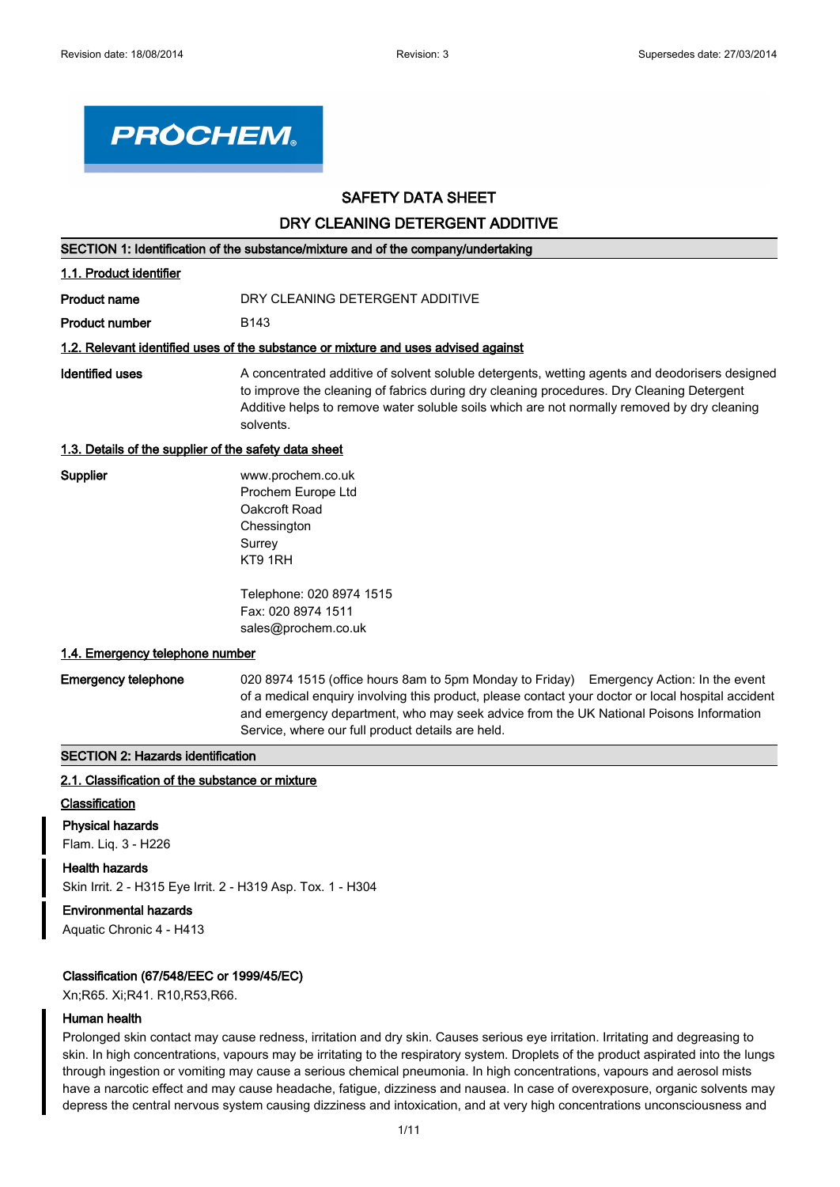# SAFETY DATA SHEET

# DRY CLEANING DETERGENT ADDITIVE

## SECTION 1: Identification of the substance/mixture and of the company/undertaking

### 1.1. Product identifier

**Product name** DRY CLEANING DETERGENT ADDITIVE

**Product number** B143

### 1.2. Relevant identified uses of the substance or mixture and uses advised against

**Identified uses** A concentrated additive of solvent soluble detergents, wetting agents and deodorisers designed to improve the cleaning of fabrics during dry cleaning procedures. Dry Cleaning Detergent Additive helps to remove water soluble soils which are not normally removed by dry cleaning solvents.

### 1.3. Details of the supplier of the safety data sheet

**Supplier**

www.prochem.co.uk
Prochem Europe Ltd
Oakcroft Road
Chessington
Surrey
KT9 1RH

Telephone: 020 8974 1515
Fax: 020 8974 1511
sales@prochem.co.uk

### 1.4. Emergency telephone number

**Emergency telephone** 020 8974 1515 (office hours 8am to 5pm Monday to Friday) Emergency Action: In the event of a medical enquiry involving this product, please contact your doctor or local hospital accident and emergency department, who may seek advice from the UK National Poisons Information Service, where our full product details are held.

## SECTION 2: Hazards identification

### 2.1. Classification of the substance or mixture

**Classification**

**Physical hazards**
Flam. Liq. 3 - H226

**Health hazards**
Skin Irrit. 2 - H315 Eye Irrit. 2 - H319 Asp. Tox. 1 - H304

**Environmental hazards**
Aquatic Chronic 4 - H413

**Classification (67/548/EEC or 1999/45/EC)**
Xn;R65. Xi;R41. R10,R53,R66.

**Human health**
Prolonged skin contact may cause redness, irritation and dry skin. Causes serious eye irritation. Irritating and degreasing to skin. In high concentrations, vapours may be irritating to the respiratory system. Droplets of the product aspirated into the lungs through ingestion or vomiting may cause a serious chemical pneumonia. In high concentrations, vapours and aerosol mists have a narcotic effect and may cause headache, fatigue, dizziness and nausea. In case of overexposure, organic solvents may depress the central nervous system causing dizziness and intoxication, and at very high concentrations unconsciousness and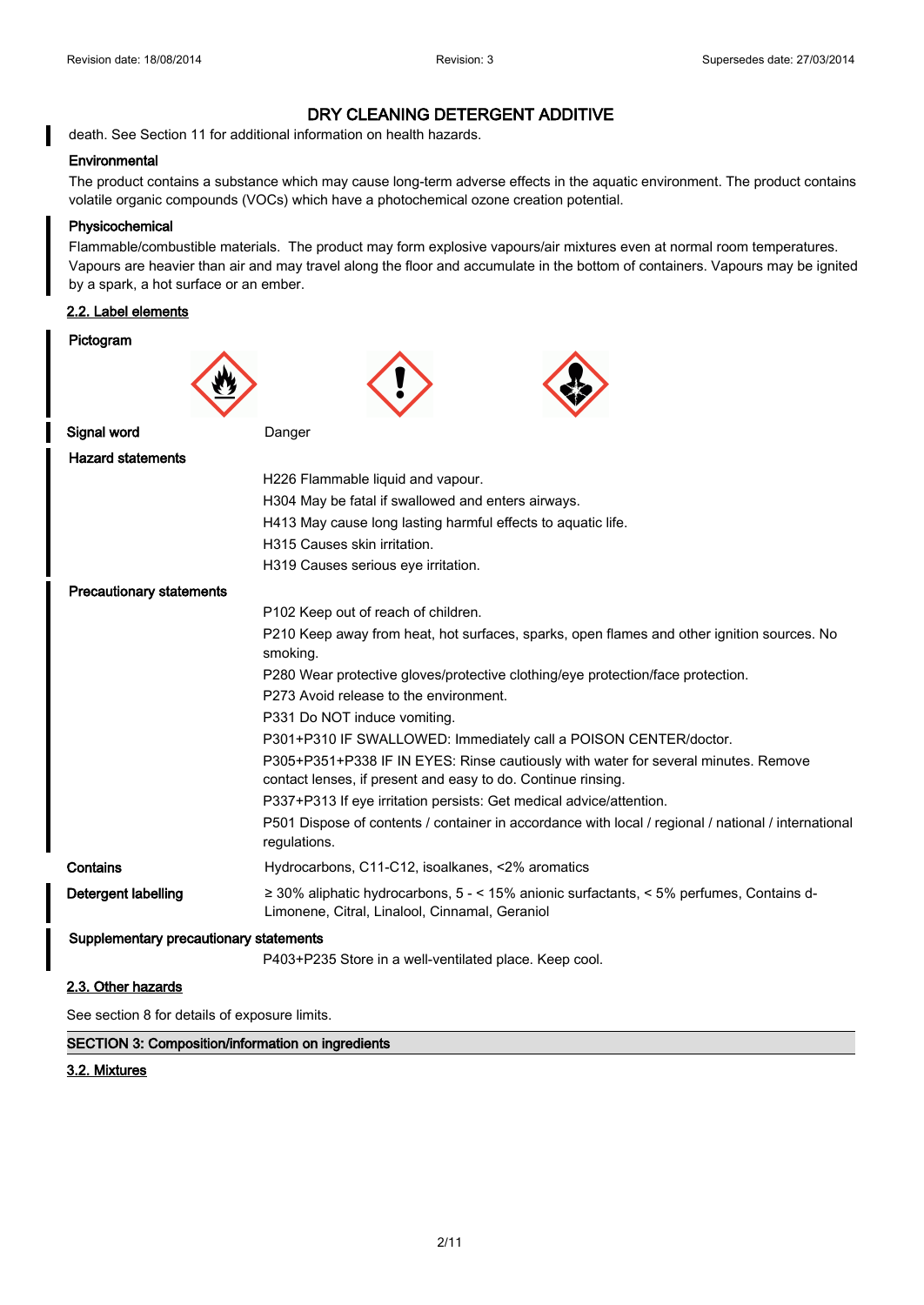death. See Section 11 for additional information on health hazards.

**Environmental**

The product contains a substance which may cause long-term adverse effects in the aquatic environment. The product contains volatile organic compounds (VOCs) which have a photochemical ozone creation potential.

**Physicochemical**

Flammable/combustible materials. The product may form explosive vapours/air mixtures even at normal room temperatures. Vapours are heavier than air and may travel along the floor and accumulate in the bottom of containers. Vapours may be ignited by a spark, a hot surface or an ember.

## 2.2. Label elements

**Pictogram**

**Signal word** Danger

**Hazard statements**

H226 Flammable liquid and vapour.
H304 May be fatal if swallowed and enters airways.
H413 May cause long lasting harmful effects to aquatic life.
H315 Causes skin irritation.
H319 Causes serious eye irritation.

**Precautionary statements**

P102 Keep out of reach of children.
P210 Keep away from heat, hot surfaces, sparks, open flames and other ignition sources. No smoking.
P280 Wear protective gloves/protective clothing/eye protection/face protection.
P273 Avoid release to the environment.
P331 Do NOT induce vomiting.
P301+P310 IF SWALLOWED: Immediately call a POISON CENTER/doctor.
P305+P351+P338 IF IN EYES: Rinse cautiously with water for several minutes. Remove contact lenses, if present and easy to do. Continue rinsing.
P337+P313 If eye irritation persists: Get medical advice/attention.
P501 Dispose of contents / container in accordance with local / regional / national / international regulations.

**Contains** Hydrocarbons, C11-C12, isoalkanes, <2% aromatics

**Detergent labelling** ≥ 30% aliphatic hydrocarbons, 5 - < 15% anionic surfactants, < 5% perfumes, Contains d-Limonene, Citral, Linalool, Cinnamal, Geraniol

**Supplementary precautionary statements**

P403+P235 Store in a well-ventilated place. Keep cool.

## 2.3. Other hazards

See section 8 for details of exposure limits.

## SECTION 3: Composition/information on ingredients

## 3.2. Mixtures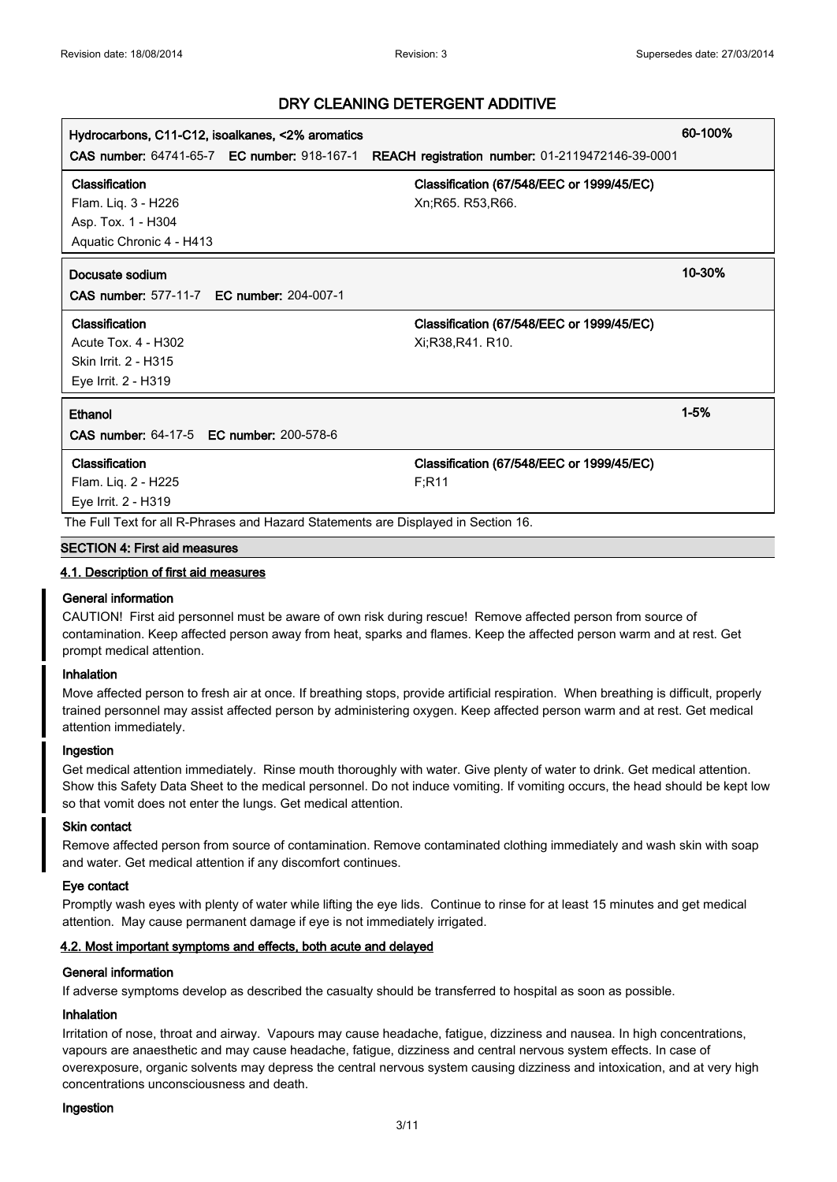| Hydrocarbons, C11-C12, isoalkanes, <2% aromatics | | 60-100% |
|---|---|---|
| **CAS number:** 64741-65-7 **EC number:** 918-167-1 | **REACH registration number:** 01-2119472146-39-0001 | |
| **Classification**<br>Flam. Liq. 3 - H226<br>Asp. Tox. 1 - H304<br>Aquatic Chronic 4 - H413 | **Classification (67/548/EEC or 1999/45/EC)**<br>Xn;R65. R53,R66. | |

| Docusate sodium | | 10-30% |
|---|---|---|
| **CAS number:** 577-11-7 **EC number:** 204-007-1 | | |
| **Classification**<br>Acute Tox. 4 - H302<br>Skin Irrit. 2 - H315<br>Eye Irrit. 2 - H319 | **Classification (67/548/EEC or 1999/45/EC)**<br>Xi;R38,R41. R10. | |

| Ethanol | | 1-5% |
|---|---|---|
| **CAS number:** 64-17-5 **EC number:** 200-578-6 | | |
| **Classification**<br>Flam. Liq. 2 - H225<br>Eye Irrit. 2 - H319 | **Classification (67/548/EEC or 1999/45/EC)**<br>F;R11 | |

The Full Text for all R-Phrases and Hazard Statements are Displayed in Section 16.

## SECTION 4: First aid measures

### 4.1. Description of first aid measures

**General information**

CAUTION! First aid personnel must be aware of own risk during rescue! Remove affected person from source of contamination. Keep affected person away from heat, sparks and flames. Keep the affected person warm and at rest. Get prompt medical attention.

**Inhalation**

Move affected person to fresh air at once. If breathing stops, provide artificial respiration. When breathing is difficult, properly trained personnel may assist affected person by administering oxygen. Keep affected person warm and at rest. Get medical attention immediately.

**Ingestion**

Get medical attention immediately. Rinse mouth thoroughly with water. Give plenty of water to drink. Get medical attention. Show this Safety Data Sheet to the medical personnel. Do not induce vomiting. If vomiting occurs, the head should be kept low so that vomit does not enter the lungs. Get medical attention.

**Skin contact**

Remove affected person from source of contamination. Remove contaminated clothing immediately and wash skin with soap and water. Get medical attention if any discomfort continues.

**Eye contact**

Promptly wash eyes with plenty of water while lifting the eye lids. Continue to rinse for at least 15 minutes and get medical attention. May cause permanent damage if eye is not immediately irrigated.

### 4.2. Most important symptoms and effects, both acute and delayed

**General information**

If adverse symptoms develop as described the casualty should be transferred to hospital as soon as possible.

**Inhalation**

Irritation of nose, throat and airway. Vapours may cause headache, fatigue, dizziness and nausea. In high concentrations, vapours are anaesthetic and may cause headache, fatigue, dizziness and central nervous system effects. In case of overexposure, organic solvents may depress the central nervous system causing dizziness and intoxication, and at very high concentrations unconsciousness and death.

**Ingestion**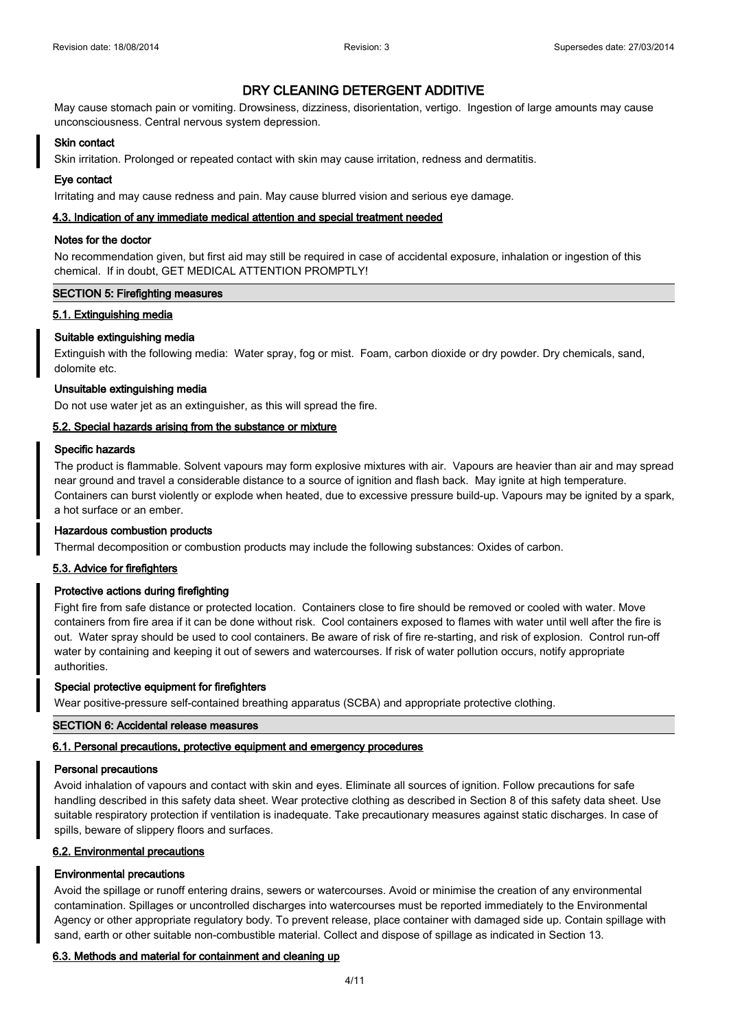# DRY CLEANING DETERGENT ADDITIVE

May cause stomach pain or vomiting. Drowsiness, dizziness, disorientation, vertigo. Ingestion of large amounts may cause unconsciousness. Central nervous system depression.

**Skin contact**

Skin irritation. Prolonged or repeated contact with skin may cause irritation, redness and dermatitis.

**Eye contact**

Irritating and may cause redness and pain. May cause blurred vision and serious eye damage.

### 4.3. Indication of any immediate medical attention and special treatment needed

**Notes for the doctor**

No recommendation given, but first aid may still be required in case of accidental exposure, inhalation or ingestion of this chemical. If in doubt, GET MEDICAL ATTENTION PROMPTLY!

## SECTION 5: Firefighting measures

### 5.1. Extinguishing media

**Suitable extinguishing media**

Extinguish with the following media: Water spray, fog or mist. Foam, carbon dioxide or dry powder. Dry chemicals, sand, dolomite etc.

**Unsuitable extinguishing media**

Do not use water jet as an extinguisher, as this will spread the fire.

### 5.2. Special hazards arising from the substance or mixture

**Specific hazards**

The product is flammable. Solvent vapours may form explosive mixtures with air. Vapours are heavier than air and may spread near ground and travel a considerable distance to a source of ignition and flash back. May ignite at high temperature. Containers can burst violently or explode when heated, due to excessive pressure build-up. Vapours may be ignited by a spark, a hot surface or an ember.

**Hazardous combustion products**

Thermal decomposition or combustion products may include the following substances: Oxides of carbon.

### 5.3. Advice for firefighters

**Protective actions during firefighting**

Fight fire from safe distance or protected location. Containers close to fire should be removed or cooled with water. Move containers from fire area if it can be done without risk. Cool containers exposed to flames with water until well after the fire is out. Water spray should be used to cool containers. Be aware of risk of fire re-starting, and risk of explosion. Control run-off water by containing and keeping it out of sewers and watercourses. If risk of water pollution occurs, notify appropriate authorities.

**Special protective equipment for firefighters**

Wear positive-pressure self-contained breathing apparatus (SCBA) and appropriate protective clothing.

## SECTION 6: Accidental release measures

### 6.1. Personal precautions, protective equipment and emergency procedures

**Personal precautions**

Avoid inhalation of vapours and contact with skin and eyes. Eliminate all sources of ignition. Follow precautions for safe handling described in this safety data sheet. Wear protective clothing as described in Section 8 of this safety data sheet. Use suitable respiratory protection if ventilation is inadequate. Take precautionary measures against static discharges. In case of spills, beware of slippery floors and surfaces.

### 6.2. Environmental precautions

**Environmental precautions**

Avoid the spillage or runoff entering drains, sewers or watercourses. Avoid or minimise the creation of any environmental contamination. Spillages or uncontrolled discharges into watercourses must be reported immediately to the Environmental Agency or other appropriate regulatory body. To prevent release, place container with damaged side up. Contain spillage with sand, earth or other suitable non-combustible material. Collect and dispose of spillage as indicated in Section 13.

### 6.3. Methods and material for containment and cleaning up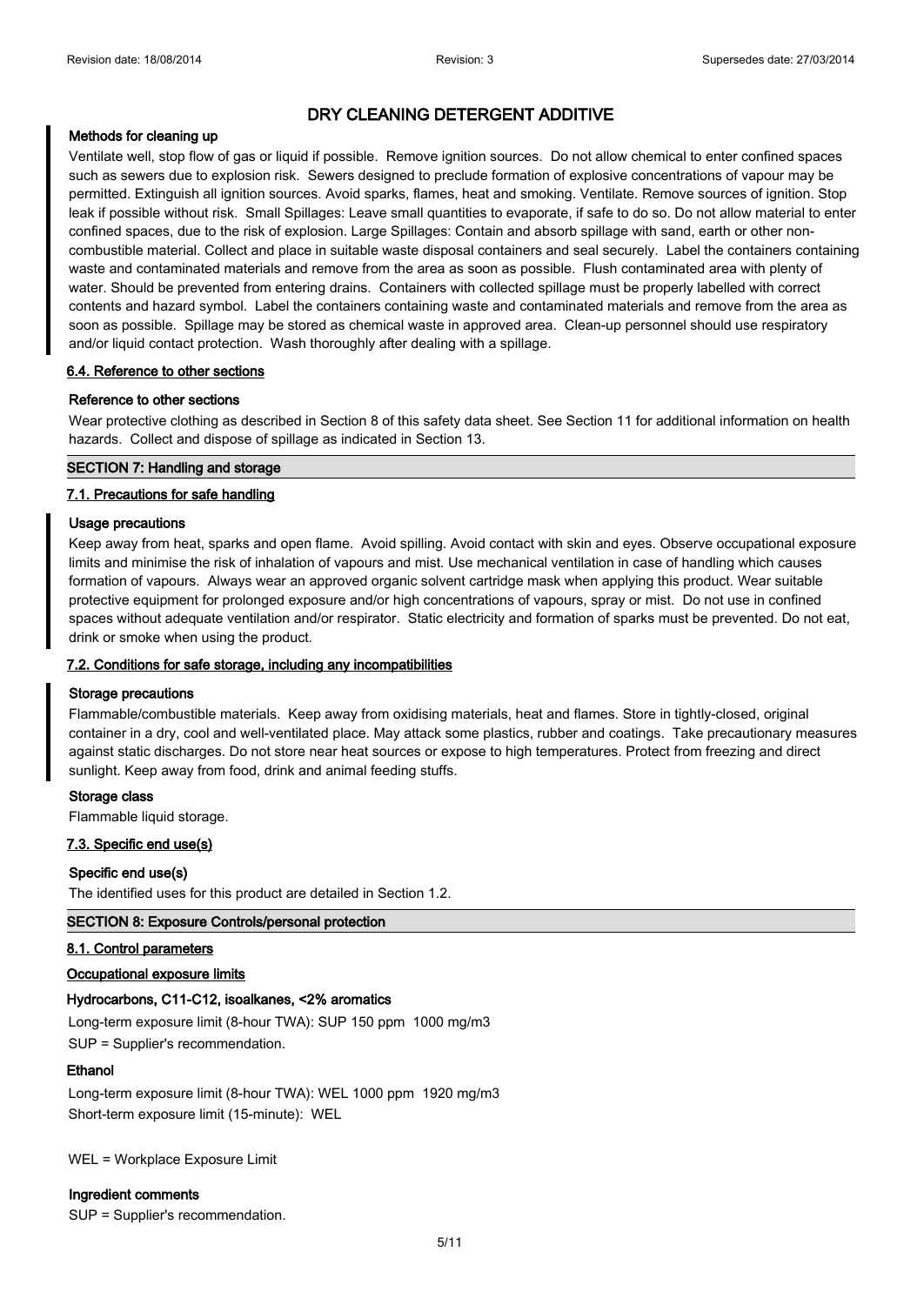# DRY CLEANING DETERGENT ADDITIVE

### Methods for cleaning up

Ventilate well, stop flow of gas or liquid if possible. Remove ignition sources. Do not allow chemical to enter confined spaces such as sewers due to explosion risk. Sewers designed to preclude formation of explosive concentrations of vapour may be permitted. Extinguish all ignition sources. Avoid sparks, flames, heat and smoking. Ventilate. Remove sources of ignition. Stop leak if possible without risk. Small Spillages: Leave small quantities to evaporate, if safe to do so. Do not allow material to enter confined spaces, due to the risk of explosion. Large Spillages: Contain and absorb spillage with sand, earth or other non-combustible material. Collect and place in suitable waste disposal containers and seal securely. Label the containers containing waste and contaminated materials and remove from the area as soon as possible. Flush contaminated area with plenty of water. Should be prevented from entering drains. Containers with collected spillage must be properly labelled with correct contents and hazard symbol. Label the containers containing waste and contaminated materials and remove from the area as soon as possible. Spillage may be stored as chemical waste in approved area. Clean-up personnel should use respiratory and/or liquid contact protection. Wash thoroughly after dealing with a spillage.

## 6.4. Reference to other sections

### Reference to other sections

Wear protective clothing as described in Section 8 of this safety data sheet. See Section 11 for additional information on health hazards. Collect and dispose of spillage as indicated in Section 13.

## SECTION 7: Handling and storage

## 7.1. Precautions for safe handling

### Usage precautions

Keep away from heat, sparks and open flame. Avoid spilling. Avoid contact with skin and eyes. Observe occupational exposure limits and minimise the risk of inhalation of vapours and mist. Use mechanical ventilation in case of handling which causes formation of vapours. Always wear an approved organic solvent cartridge mask when applying this product. Wear suitable protective equipment for prolonged exposure and/or high concentrations of vapours, spray or mist. Do not use in confined spaces without adequate ventilation and/or respirator. Static electricity and formation of sparks must be prevented. Do not eat, drink or smoke when using the product.

## 7.2. Conditions for safe storage, including any incompatibilities

### Storage precautions

Flammable/combustible materials. Keep away from oxidising materials, heat and flames. Store in tightly-closed, original container in a dry, cool and well-ventilated place. May attack some plastics, rubber and coatings. Take precautionary measures against static discharges. Do not store near heat sources or expose to high temperatures. Protect from freezing and direct sunlight. Keep away from food, drink and animal feeding stuffs.

### Storage class

Flammable liquid storage.

## 7.3. Specific end use(s)

### Specific end use(s)

The identified uses for this product are detailed in Section 1.2.

## SECTION 8: Exposure Controls/personal protection

## 8.1. Control parameters

### Occupational exposure limits

### Hydrocarbons, C11-C12, isoalkanes, <2% aromatics

Long-term exposure limit (8-hour TWA): SUP 150 ppm 1000 mg/m3

SUP = Supplier's recommendation.

### Ethanol

Long-term exposure limit (8-hour TWA): WEL 1000 ppm 1920 mg/m3

Short-term exposure limit (15-minute): WEL

WEL = Workplace Exposure Limit

### Ingredient comments

SUP = Supplier's recommendation.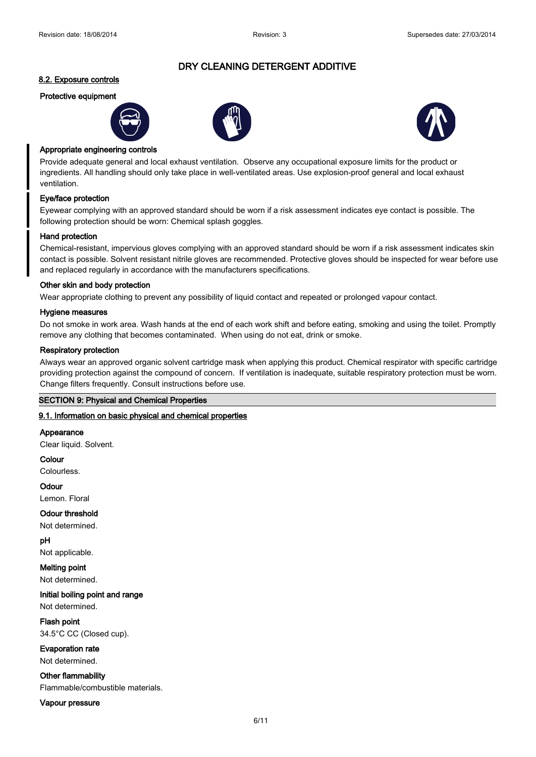# DRY CLEANING DETERGENT ADDITIVE

## 8.2. Exposure controls

### Protective equipment

**Appropriate engineering controls**

Provide adequate general and local exhaust ventilation. Observe any occupational exposure limits for the product or ingredients. All handling should only take place in well-ventilated areas. Use explosion-proof general and local exhaust ventilation.

**Eye/face protection**

Eyewear complying with an approved standard should be worn if a risk assessment indicates eye contact is possible. The following protection should be worn: Chemical splash goggles.

**Hand protection**

Chemical-resistant, impervious gloves complying with an approved standard should be worn if a risk assessment indicates skin contact is possible. Solvent resistant nitrile gloves are recommended. Protective gloves should be inspected for wear before use and replaced regularly in accordance with the manufacturers specifications.

**Other skin and body protection**

Wear appropriate clothing to prevent any possibility of liquid contact and repeated or prolonged vapour contact.

**Hygiene measures**

Do not smoke in work area. Wash hands at the end of each work shift and before eating, smoking and using the toilet. Promptly remove any clothing that becomes contaminated. When using do not eat, drink or smoke.

**Respiratory protection**

Always wear an approved organic solvent cartridge mask when applying this product. Chemical respirator with specific cartridge providing protection against the compound of concern. If ventilation is inadequate, suitable respiratory protection must be worn. Change filters frequently. Consult instructions before use.

## SECTION 9: Physical and Chemical Properties

### 9.1. Information on basic physical and chemical properties

**Appearance**

Clear liquid. Solvent.

**Colour**

Colourless.

**Odour**

Lemon. Floral

**Odour threshold**

Not determined.

**pH**

Not applicable.

**Melting point**

Not determined.

**Initial boiling point and range**

Not determined.

**Flash point**

34.5°C CC (Closed cup).

**Evaporation rate**

Not determined.

**Other flammability**

Flammable/combustible materials.

**Vapour pressure**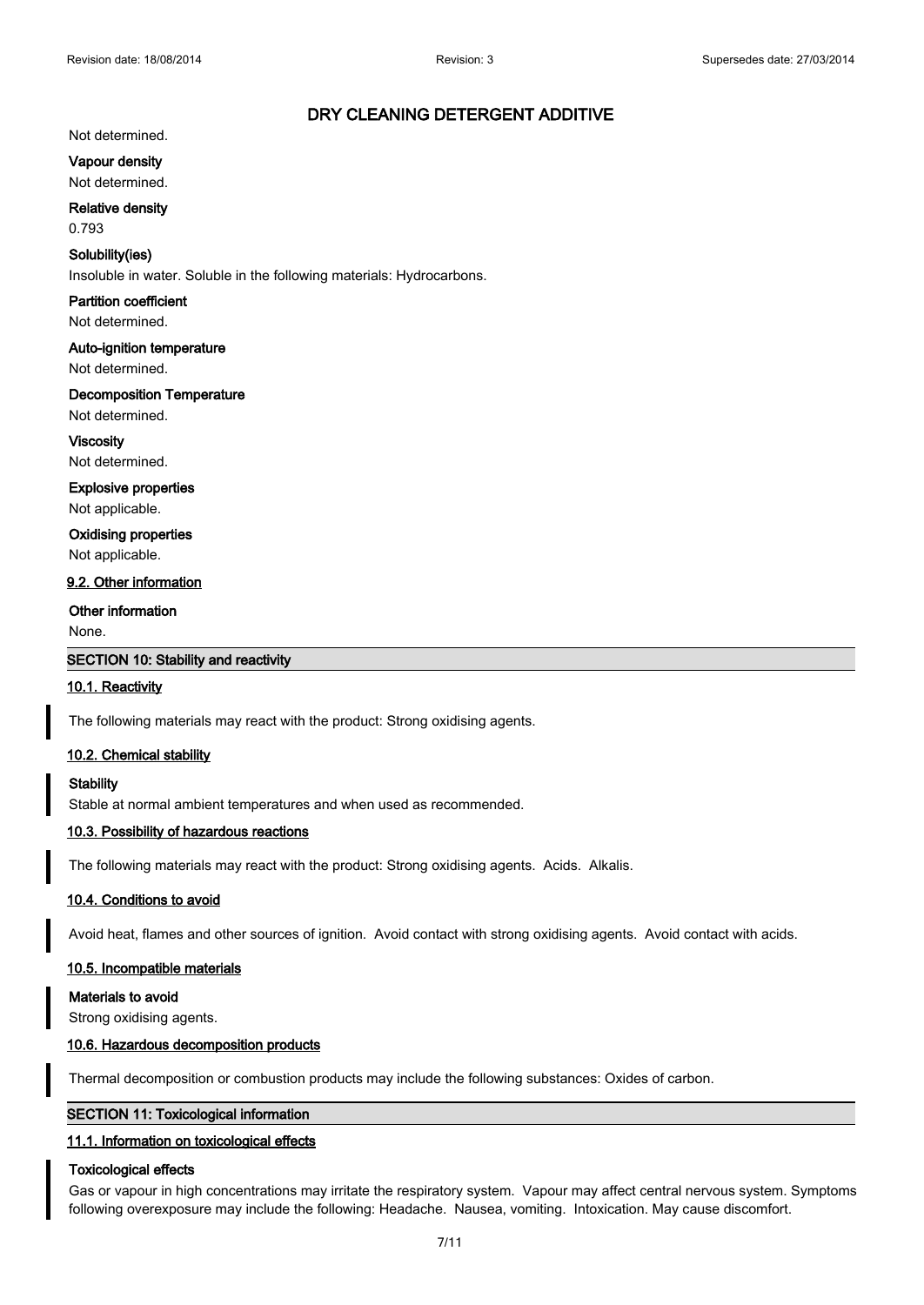Not determined.

**Vapour density**

Not determined.

**Relative density**

0.793

**Solubility(ies)**

Insoluble in water. Soluble in the following materials: Hydrocarbons.

**Partition coefficient**

Not determined.

**Auto-ignition temperature**

Not determined.

**Decomposition Temperature**

Not determined.

**Viscosity**

Not determined.

**Explosive properties**

Not applicable.

**Oxidising properties**

Not applicable.

### 9.2. Other information

**Other information**

None.

## SECTION 10: Stability and reactivity

### 10.1. Reactivity

The following materials may react with the product: Strong oxidising agents.

### 10.2. Chemical stability

**Stability**

Stable at normal ambient temperatures and when used as recommended.

### 10.3. Possibility of hazardous reactions

The following materials may react with the product: Strong oxidising agents. Acids. Alkalis.

### 10.4. Conditions to avoid

Avoid heat, flames and other sources of ignition. Avoid contact with strong oxidising agents. Avoid contact with acids.

### 10.5. Incompatible materials

**Materials to avoid**

Strong oxidising agents.

### 10.6. Hazardous decomposition products

Thermal decomposition or combustion products may include the following substances: Oxides of carbon.

## SECTION 11: Toxicological information

### 11.1. Information on toxicological effects

**Toxicological effects**

Gas or vapour in high concentrations may irritate the respiratory system. Vapour may affect central nervous system. Symptoms following overexposure may include the following: Headache. Nausea, vomiting. Intoxication. May cause discomfort.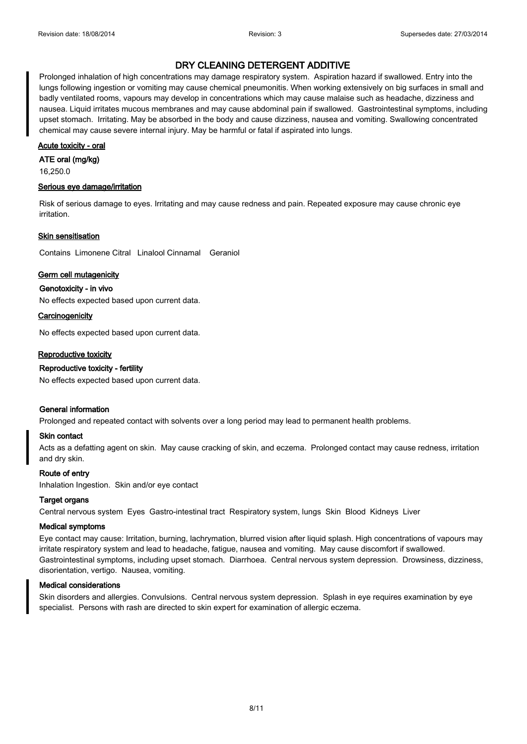## DRY CLEANING DETERGENT ADDITIVE

Prolonged inhalation of high concentrations may damage respiratory system. Aspiration hazard if swallowed. Entry into the lungs following ingestion or vomiting may cause chemical pneumonitis. When working extensively on big surfaces in small and badly ventilated rooms, vapours may develop in concentrations which may cause malaise such as headache, dizziness and nausea. Liquid irritates mucous membranes and may cause abdominal pain if swallowed. Gastrointestinal symptoms, including upset stomach. Irritating. May be absorbed in the body and cause dizziness, nausea and vomiting. Swallowing concentrated chemical may cause severe internal injury. May be harmful or fatal if aspirated into lungs.

### Acute toxicity - oral

**ATE oral (mg/kg)**

16,250.0

### Serious eye damage/irritation

Risk of serious damage to eyes. Irritating and may cause redness and pain. Repeated exposure may cause chronic eye irritation.

### Skin sensitisation

Contains Limonene Citral Linalool Cinnamal Geraniol

### Germ cell mutagenicity

**Genotoxicity - in vivo**

No effects expected based upon current data.

### Carcinogenicity

No effects expected based upon current data.

### Reproductive toxicity

**Reproductive toxicity - fertility**

No effects expected based upon current data.

**General information**

Prolonged and repeated contact with solvents over a long period may lead to permanent health problems.

**Skin contact**

Acts as a defatting agent on skin. May cause cracking of skin, and eczema. Prolonged contact may cause redness, irritation and dry skin.

**Route of entry**

Inhalation Ingestion. Skin and/or eye contact

**Target organs**

Central nervous system Eyes Gastro-intestinal tract Respiratory system, lungs Skin Blood Kidneys Liver

**Medical symptoms**

Eye contact may cause: Irritation, burning, lachrymation, blurred vision after liquid splash. High concentrations of vapours may irritate respiratory system and lead to headache, fatigue, nausea and vomiting. May cause discomfort if swallowed. Gastrointestinal symptoms, including upset stomach. Diarrhoea. Central nervous system depression. Drowsiness, dizziness, disorientation, vertigo. Nausea, vomiting.

**Medical considerations**

Skin disorders and allergies. Convulsions. Central nervous system depression. Splash in eye requires examination by eye specialist. Persons with rash are directed to skin expert for examination of allergic eczema.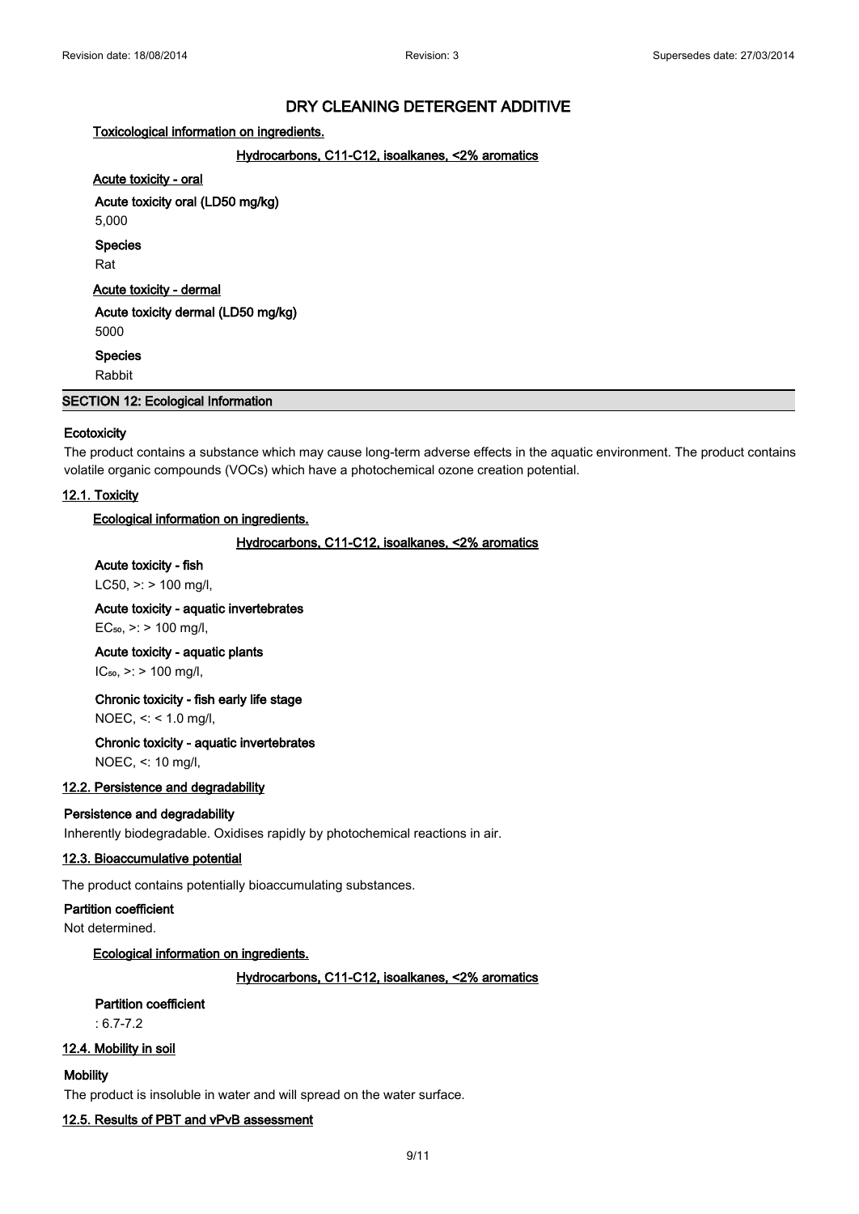# DRY CLEANING DETERGENT ADDITIVE

**Toxicological information on ingredients.**

**Hydrocarbons, C11-C12, isoalkanes, <2% aromatics**

**Acute toxicity - oral**

**Acute toxicity oral (LD50 mg/kg)**

5,000

**Species**

Rat

**Acute toxicity - dermal**

**Acute toxicity dermal (LD50 mg/kg)**

5000

**Species**

Rabbit

## SECTION 12: Ecological Information

**Ecotoxicity**

The product contains a substance which may cause long-term adverse effects in the aquatic environment. The product contains volatile organic compounds (VOCs) which have a photochemical ozone creation potential.

### 12.1. Toxicity

**Ecological information on ingredients.**

**Hydrocarbons, C11-C12, isoalkanes, <2% aromatics**

**Acute toxicity - fish**

LC50, >: > 100 mg/l,

**Acute toxicity - aquatic invertebrates**

$EC_{50}$, >: > 100 mg/l,

**Acute toxicity - aquatic plants**

$IC_{50}$, >: > 100 mg/l,

**Chronic toxicity - fish early life stage**

NOEC, <: < 1.0 mg/l,

**Chronic toxicity - aquatic invertebrates**

NOEC, <: 10 mg/l,

### 12.2. Persistence and degradability

**Persistence and degradability**

Inherently biodegradable. Oxidises rapidly by photochemical reactions in air.

### 12.3. Bioaccumulative potential

The product contains potentially bioaccumulating substances.

**Partition coefficient**

Not determined.

**Ecological information on ingredients.**

**Hydrocarbons, C11-C12, isoalkanes, <2% aromatics**

**Partition coefficient**

: 6.7-7.2

### 12.4. Mobility in soil

**Mobility**

The product is insoluble in water and will spread on the water surface.

### 12.5. Results of PBT and vPvB assessment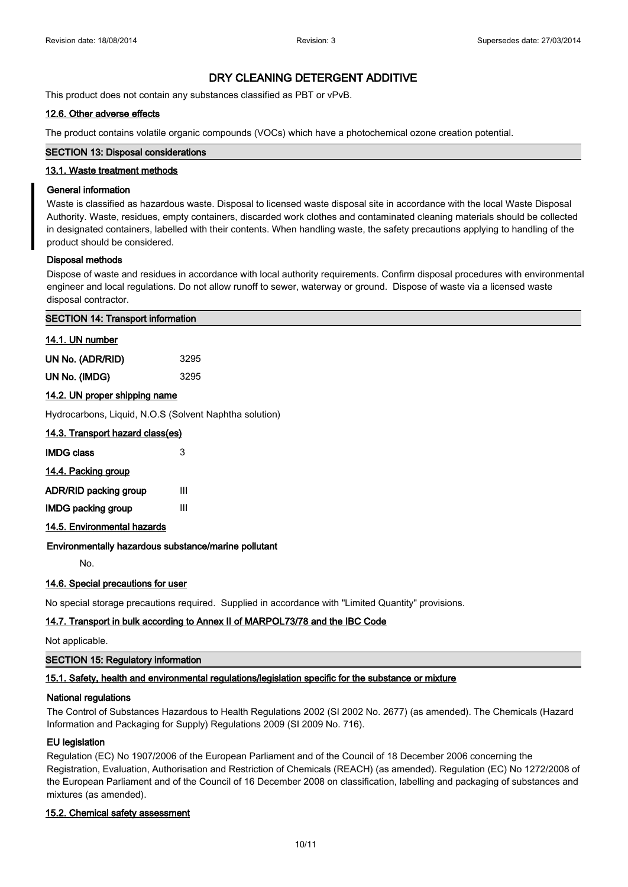# DRY CLEANING DETERGENT ADDITIVE

This product does not contain any substances classified as PBT or vPvB.

### 12.6. Other adverse effects

The product contains volatile organic compounds (VOCs) which have a photochemical ozone creation potential.

## SECTION 13: Disposal considerations

### 13.1. Waste treatment methods

**General information**

Waste is classified as hazardous waste. Disposal to licensed waste disposal site in accordance with the local Waste Disposal Authority. Waste, residues, empty containers, discarded work clothes and contaminated cleaning materials should be collected in designated containers, labelled with their contents. When handling waste, the safety precautions applying to handling of the product should be considered.

**Disposal methods**

Dispose of waste and residues in accordance with local authority requirements. Confirm disposal procedures with environmental engineer and local regulations. Do not allow runoff to sewer, waterway or ground. Dispose of waste via a licensed waste disposal contractor.

## SECTION 14: Transport information

### 14.1. UN number

| | |
|---|---|
| **UN No. (ADR/RID)** | 3295 |
| **UN No. (IMDG)** | 3295 |

### 14.2. UN proper shipping name

Hydrocarbons, Liquid, N.O.S (Solvent Naphtha solution)

### 14.3. Transport hazard class(es)

| | |
|---|---|
| **IMDG class** | 3 |

### 14.4. Packing group

| | |
|---|---|
| **ADR/RID packing group** | III |
| **IMDG packing group** | III |

### 14.5. Environmental hazards

**Environmentally hazardous substance/marine pollutant**

No.

### 14.6. Special precautions for user

No special storage precautions required. Supplied in accordance with "Limited Quantity" provisions.

### 14.7. Transport in bulk according to Annex II of MARPOL73/78 and the IBC Code

Not applicable.

## SECTION 15: Regulatory information

### 15.1. Safety, health and environmental regulations/legislation specific for the substance or mixture

**National regulations**

The Control of Substances Hazardous to Health Regulations 2002 (SI 2002 No. 2677) (as amended). The Chemicals (Hazard Information and Packaging for Supply) Regulations 2009 (SI 2009 No. 716).

**EU legislation**

Regulation (EC) No 1907/2006 of the European Parliament and of the Council of 18 December 2006 concerning the Registration, Evaluation, Authorisation and Restriction of Chemicals (REACH) (as amended). Regulation (EC) No 1272/2008 of the European Parliament and of the Council of 16 December 2008 on classification, labelling and packaging of substances and mixtures (as amended).

### 15.2. Chemical safety assessment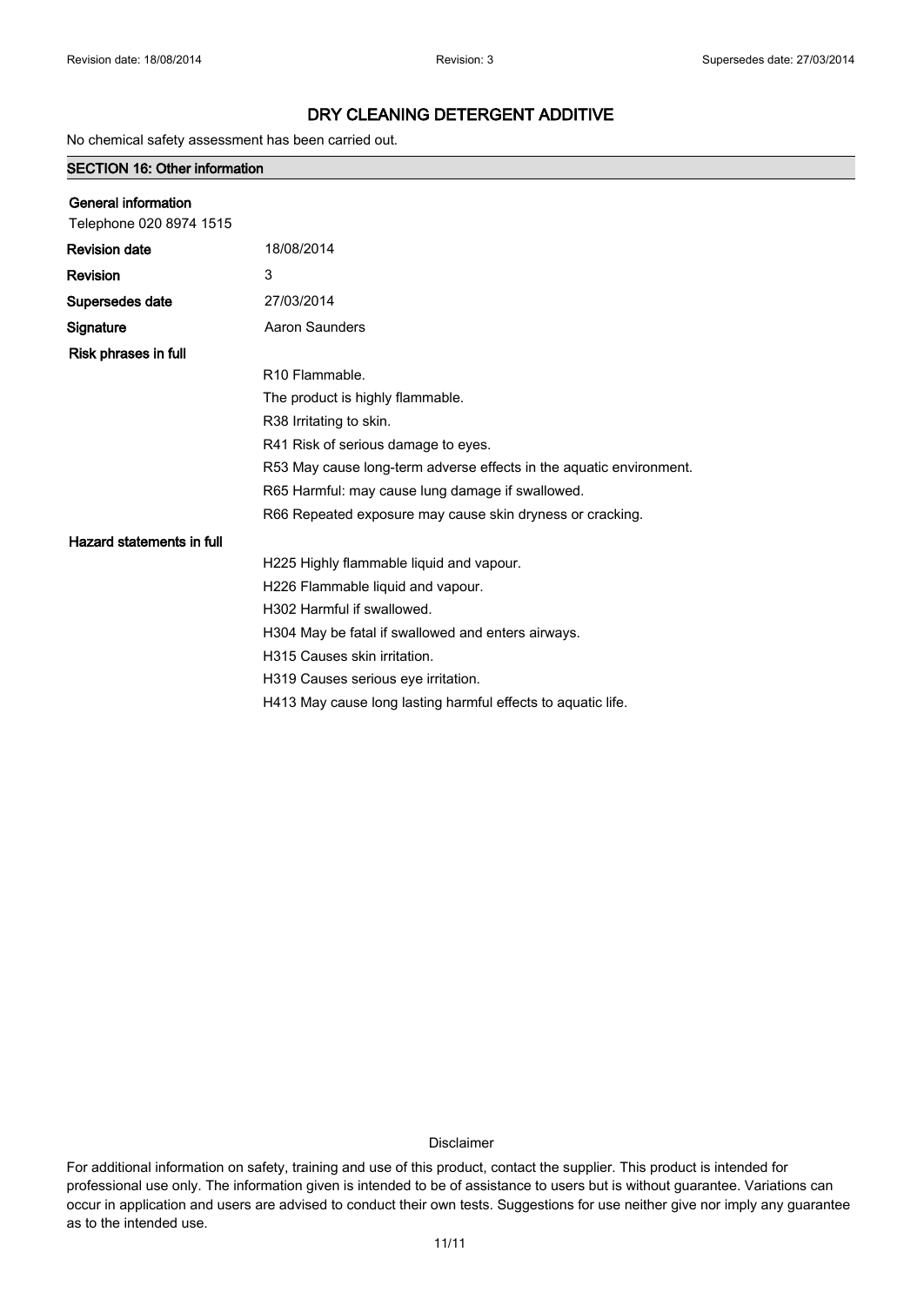# DRY CLEANING DETERGENT ADDITIVE

No chemical safety assessment has been carried out.

## SECTION 16: Other information

**General information**

Telephone 020 8974 1515

| | |
|---|---|
| **Revision date** | 18/08/2014 |
| **Revision** | 3 |
| **Supersedes date** | 27/03/2014 |
| **Signature** | Aaron Saunders |

**Risk phrases in full**

R10 Flammable.

The product is highly flammable.

R38 Irritating to skin.

R41 Risk of serious damage to eyes.

R53 May cause long-term adverse effects in the aquatic environment.

R65 Harmful: may cause lung damage if swallowed.

R66 Repeated exposure may cause skin dryness or cracking.

**Hazard statements in full**

H225 Highly flammable liquid and vapour.

H226 Flammable liquid and vapour.

H302 Harmful if swallowed.

H304 May be fatal if swallowed and enters airways.

H315 Causes skin irritation.

H319 Causes serious eye irritation.

H413 May cause long lasting harmful effects to aquatic life.

Disclaimer

For additional information on safety, training and use of this product, contact the supplier. This product is intended for professional use only. The information given is intended to be of assistance to users but is without guarantee. Variations can occur in application and users are advised to conduct their own tests. Suggestions for use neither give nor imply any guarantee as to the intended use.